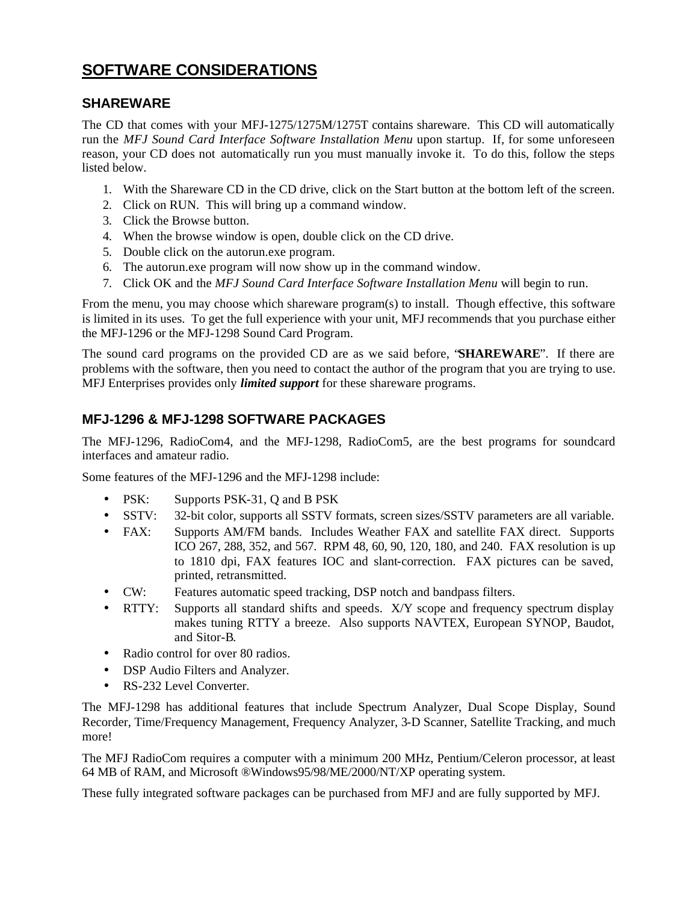# SOFTWARE CONSIDERATIONS

## SHAREWARE

The CD that comes with your MFJ-1275/1275M/1275T contains shareware. This CD will automatically run the *MFJ Sound Card Interface Software Installation Menu* upon startup. If, for some unforeseen reason, your CD does not automatically run you must manually invoke it. To do this, follow the steps listed below.

1. With the Shareware CD in the CD drive, click on the Start button at the bottom left of the screen.
2. Click on RUN. This will bring up a command window.
3. Click the Browse button.
4. When the browse window is open, double click on the CD drive.
5. Double click on the autorun.exe program.
6. The autorun.exe program will now show up in the command window.
7. Click OK and the *MFJ Sound Card Interface Software Installation Menu* will begin to run.

From the menu, you may choose which shareware program(s) to install. Though effective, this software is limited in its uses. To get the full experience with your unit, MFJ recommends that you purchase either the MFJ-1296 or the MFJ-1298 Sound Card Program.

The sound card programs on the provided CD are as we said before, "**SHAREWARE**". If there are problems with the software, then you need to contact the author of the program that you are trying to use. MFJ Enterprises provides only ***limited support*** for these shareware programs.

## MFJ-1296 & MFJ-1298 SOFTWARE PACKAGES

The MFJ-1296, RadioCom4, and the MFJ-1298, RadioCom5, are the best programs for soundcard interfaces and amateur radio.

Some features of the MFJ-1296 and the MFJ-1298 include:

- PSK: Supports PSK-31, Q and B PSK
- SSTV: 32-bit color, supports all SSTV formats, screen sizes/SSTV parameters are all variable.
- FAX: Supports AM/FM bands. Includes Weather FAX and satellite FAX direct. Supports ICO 267, 288, 352, and 567. RPM 48, 60, 90, 120, 180, and 240. FAX resolution is up to 1810 dpi, FAX features IOC and slant-correction. FAX pictures can be saved, printed, retransmitted.
- CW: Features automatic speed tracking, DSP notch and bandpass filters.
- RTTY: Supports all standard shifts and speeds. X/Y scope and frequency spectrum display makes tuning RTTY a breeze. Also supports NAVTEX, European SYNOP, Baudot, and Sitor-B.
- Radio control for over 80 radios.
- DSP Audio Filters and Analyzer.
- RS-232 Level Converter.

The MFJ-1298 has additional features that include Spectrum Analyzer, Dual Scope Display, Sound Recorder, Time/Frequency Management, Frequency Analyzer, 3-D Scanner, Satellite Tracking, and much more!

The MFJ RadioCom requires a computer with a minimum 200 MHz, Pentium/Celeron processor, at least 64 MB of RAM, and Microsoft ®Windows95/98/ME/2000/NT/XP operating system.

These fully integrated software packages can be purchased from MFJ and are fully supported by MFJ.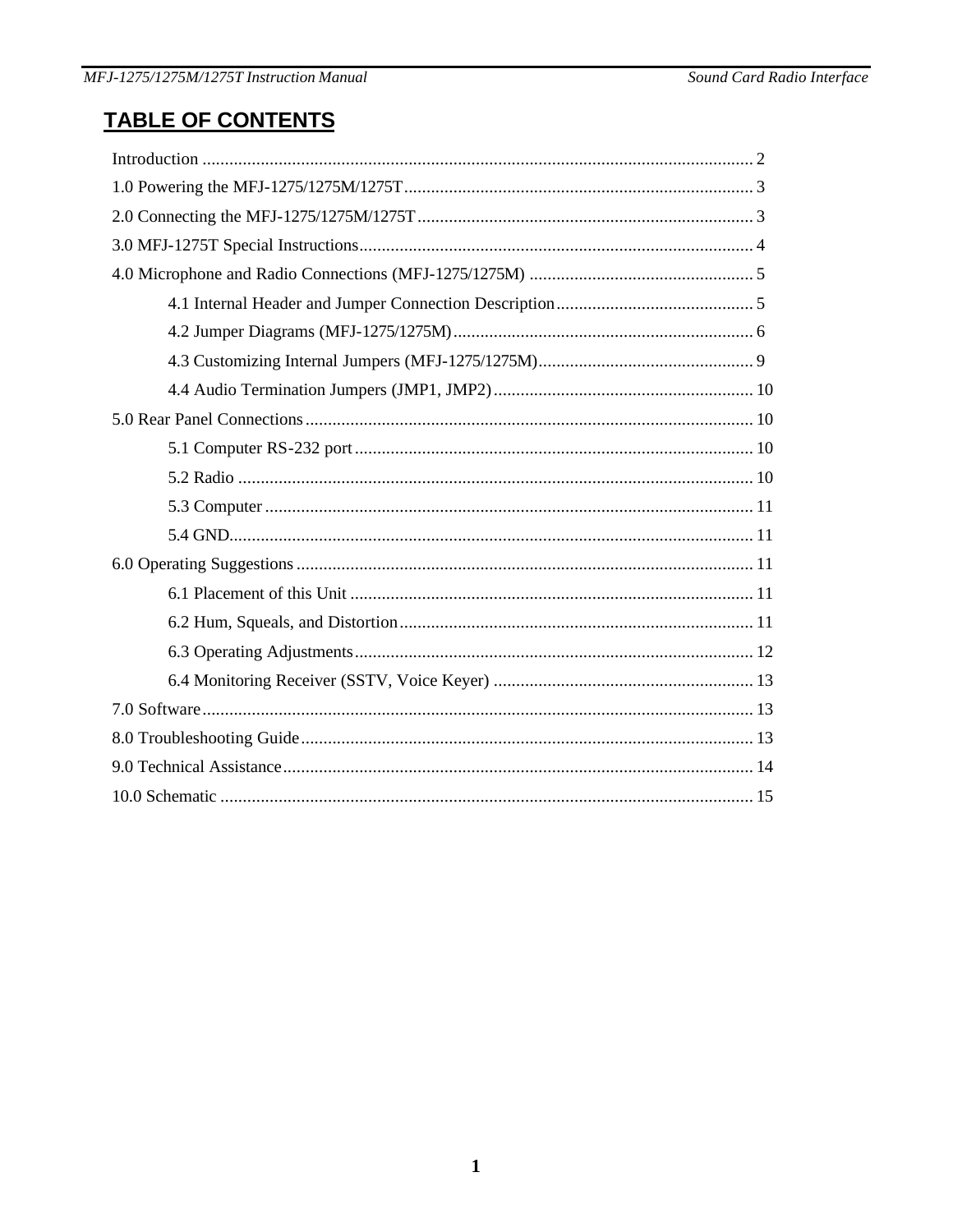# TABLE OF CONTENTS

Introduction ........................................................................................................... 2

1.0 Powering the MFJ-1275/1275M/1275T .............................................................................. 3

2.0 Connecting the MFJ-1275/1275M/1275T ........................................................................... 3

3.0 MFJ-1275T Special Instructions......................................................................................... 4

4.0 Microphone and Radio Connections (MFJ-1275/1275M) .................................................. 5

- 4.1 Internal Header and Jumper Connection Description ............................................ 5
- 4.2 Jumper Diagrams (MFJ-1275/1275M) ................................................................... 6
- 4.3 Customizing Internal Jumpers (MFJ-1275/1275M) ................................................ 9
- 4.4 Audio Termination Jumpers (JMP1, JMP2) .......................................................... 10

5.0 Rear Panel Connections .................................................................................................... 10

- 5.1 Computer RS-232 port ......................................................................................... 10
- 5.2 Radio ................................................................................................................... 10
- 5.3 Computer ............................................................................................................. 11
- 5.4 GND..................................................................................................................... 11

6.0 Operating Suggestions ...................................................................................................... 11

- 6.1 Placement of this Unit .......................................................................................... 11
- 6.2 Hum, Squeals, and Distortion ............................................................................... 11
- 6.3 Operating Adjustments ......................................................................................... 12
- 6.4 Monitoring Receiver (SSTV, Voice Keyer) .......................................................... 13

7.0 Software ............................................................................................................................ 13

8.0 Troubleshooting Guide ..................................................................................................... 13

9.0 Technical Assistance ......................................................................................................... 14

10.0 Schematic ....................................................................................................................... 15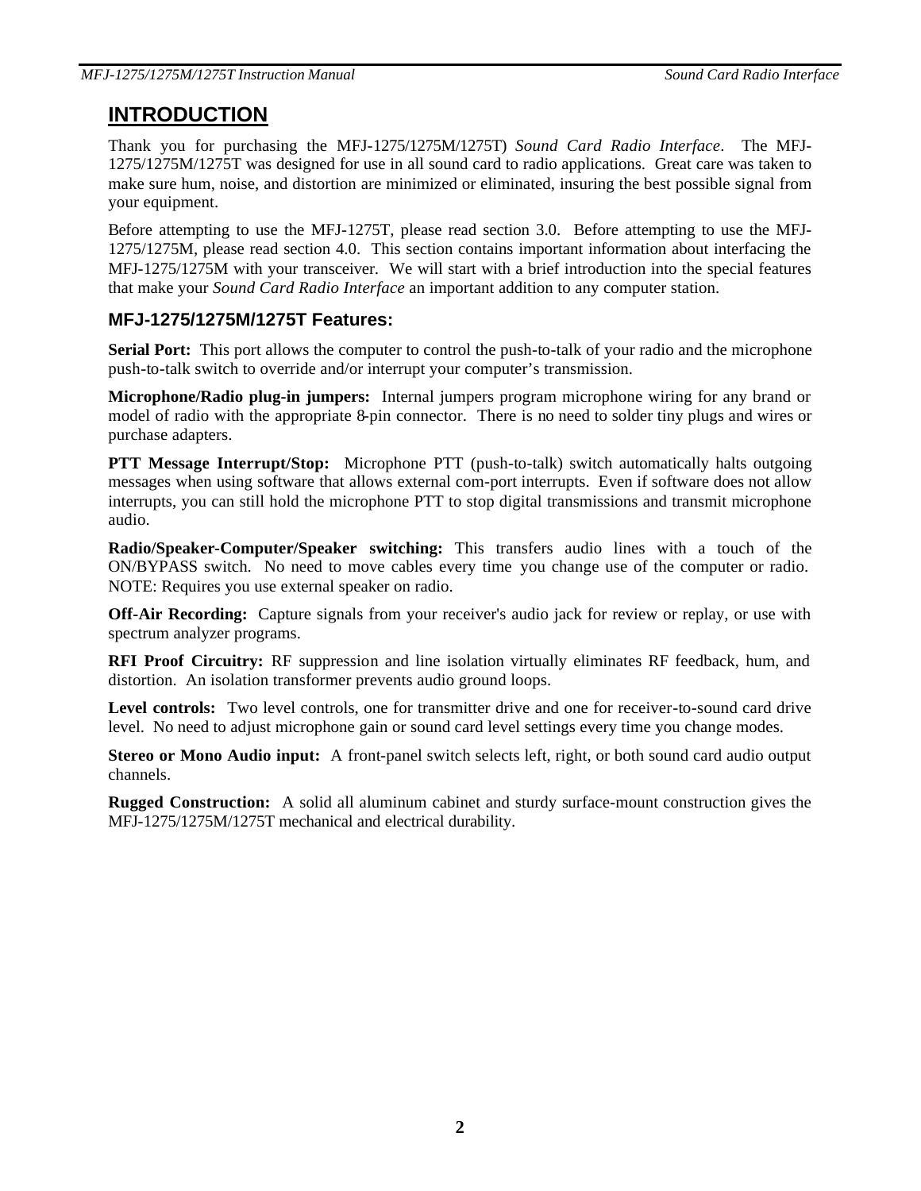# INTRODUCTION

Thank you for purchasing the MFJ-1275/1275M/1275T) *Sound Card Radio Interface*. The MFJ-1275/1275M/1275T was designed for use in all sound card to radio applications. Great care was taken to make sure hum, noise, and distortion are minimized or eliminated, insuring the best possible signal from your equipment.

Before attempting to use the MFJ-1275T, please read section 3.0. Before attempting to use the MFJ-1275/1275M, please read section 4.0. This section contains important information about interfacing the MFJ-1275/1275M with your transceiver. We will start with a brief introduction into the special features that make your *Sound Card Radio Interface* an important addition to any computer station.

### MFJ-1275/1275M/1275T Features:

**Serial Port:** This port allows the computer to control the push-to-talk of your radio and the microphone push-to-talk switch to override and/or interrupt your computer's transmission.

**Microphone/Radio plug-in jumpers:** Internal jumpers program microphone wiring for any brand or model of radio with the appropriate 8-pin connector. There is no need to solder tiny plugs and wires or purchase adapters.

**PTT Message Interrupt/Stop:** Microphone PTT (push-to-talk) switch automatically halts outgoing messages when using software that allows external com-port interrupts. Even if software does not allow interrupts, you can still hold the microphone PTT to stop digital transmissions and transmit microphone audio.

**Radio/Speaker-Computer/Speaker switching:** This transfers audio lines with a touch of the ON/BYPASS switch. No need to move cables every time you change use of the computer or radio. NOTE: Requires you use external speaker on radio.

**Off-Air Recording:** Capture signals from your receiver's audio jack for review or replay, or use with spectrum analyzer programs.

**RFI Proof Circuitry:** RF suppression and line isolation virtually eliminates RF feedback, hum, and distortion. An isolation transformer prevents audio ground loops.

**Level controls:** Two level controls, one for transmitter drive and one for receiver-to-sound card drive level. No need to adjust microphone gain or sound card level settings every time you change modes.

**Stereo or Mono Audio input:** A front-panel switch selects left, right, or both sound card audio output channels.

**Rugged Construction:** A solid all aluminum cabinet and sturdy surface-mount construction gives the MFJ-1275/1275M/1275T mechanical and electrical durability.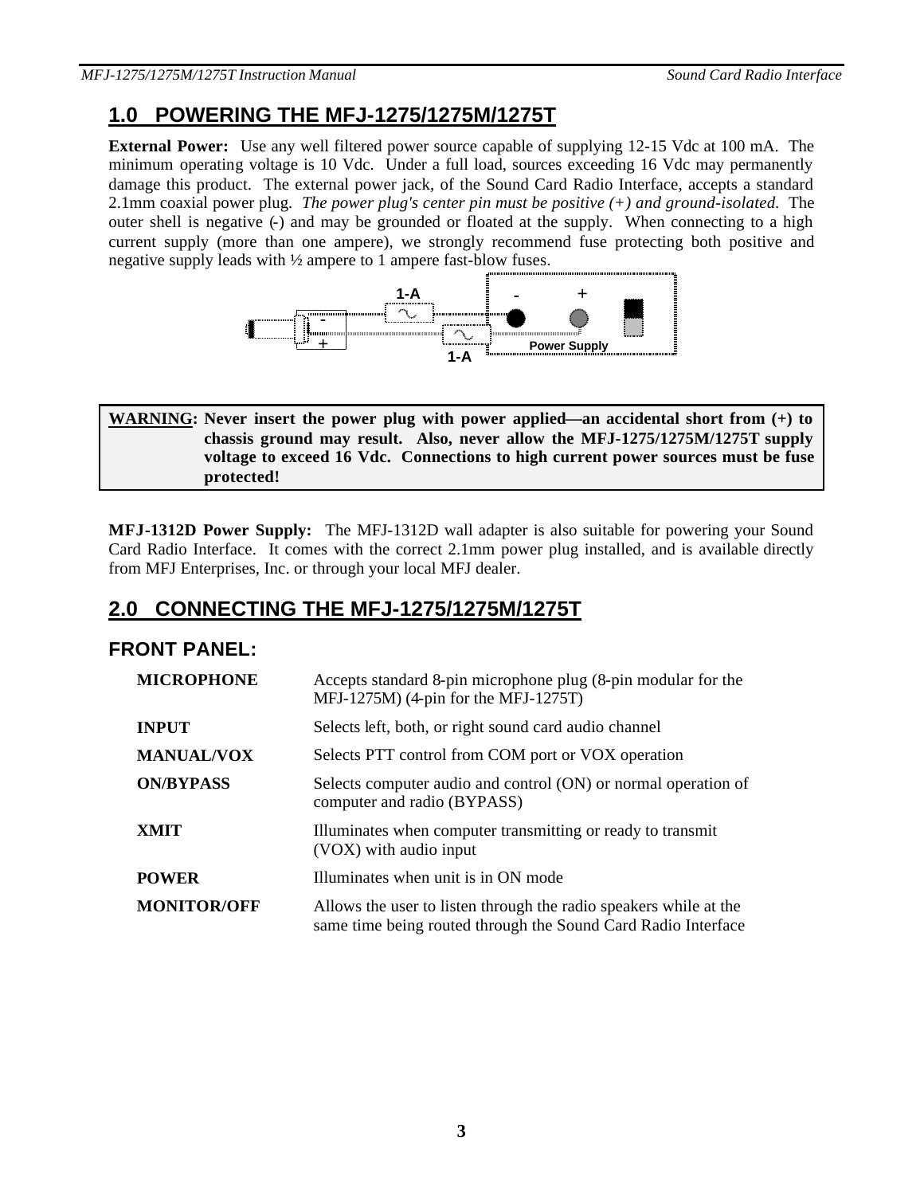# 1.0 POWERING THE MFJ-1275/1275M/1275T

**External Power:** Use any well filtered power source capable of supplying 12-15 Vdc at 100 mA. The minimum operating voltage is 10 Vdc. Under a full load, sources exceeding 16 Vdc may permanently damage this product. The external power jack, of the Sound Card Radio Interface, accepts a standard 2.1mm coaxial power plug. *The power plug's center pin must be positive (+) and ground-isolated.* The outer shell is negative (-) and may be grounded or floated at the supply. When connecting to a high current supply (more than one ampere), we strongly recommend fuse protecting both positive and negative supply leads with ½ ampere to 1 ampere fast-blow fuses.

1-A - + - + 1-A Power Supply

**WARNING: Never insert the power plug with power applied—an accidental short from (+) to chassis ground may result. Also, never allow the MFJ-1275/1275M/1275T supply voltage to exceed 16 Vdc. Connections to high current power sources must be fuse protected!**

**MFJ-1312D Power Supply:** The MFJ-1312D wall adapter is also suitable for powering your Sound Card Radio Interface. It comes with the correct 2.1mm power plug installed, and is available directly from MFJ Enterprises, Inc. or through your local MFJ dealer.

# 2.0 CONNECTING THE MFJ-1275/1275M/1275T

## FRONT PANEL:

| | |
|---|---|
| **MICROPHONE** | Accepts standard 8-pin microphone plug (8-pin modular for the MFJ-1275M) (4-pin for the MFJ-1275T) |
| **INPUT** | Selects left, both, or right sound card audio channel |
| **MANUAL/VOX** | Selects PTT control from COM port or VOX operation |
| **ON/BYPASS** | Selects computer audio and control (ON) or normal operation of computer and radio (BYPASS) |
| **XMIT** | Illuminates when computer transmitting or ready to transmit (VOX) with audio input |
| **POWER** | Illuminates when unit is in ON mode |
| **MONITOR/OFF** | Allows the user to listen through the radio speakers while at the same time being routed through the Sound Card Radio Interface |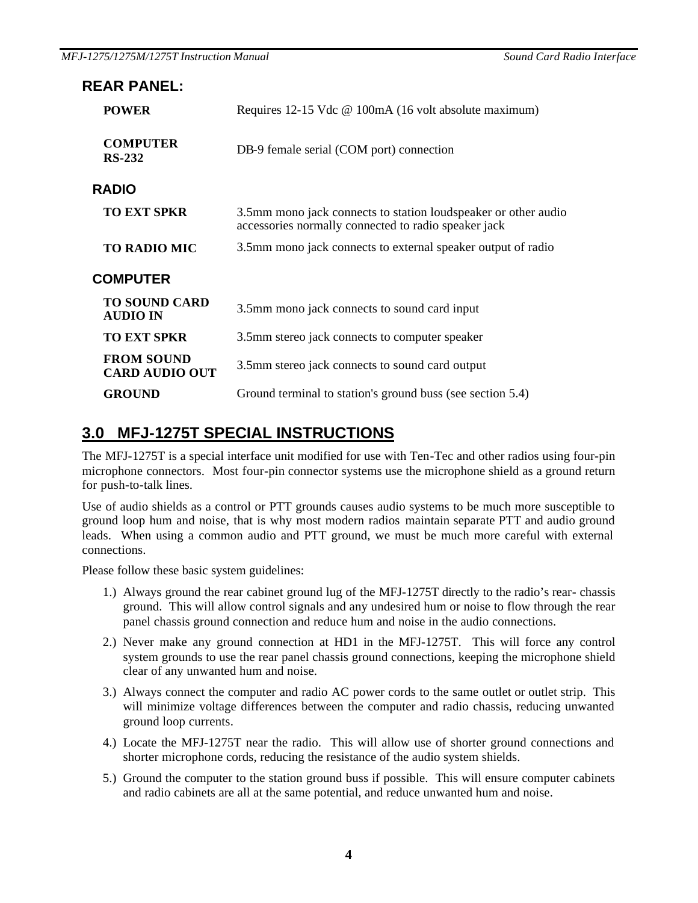## REAR PANEL:

| | |
|---|---|
| **POWER** | Requires 12-15 Vdc @ 100mA (16 volt absolute maximum) |
| **COMPUTER RS-232** | DB-9 female serial (COM port) connection |

### RADIO

| | |
|---|---|
| **TO EXT SPKR** | 3.5mm mono jack connects to station loudspeaker or other audio accessories normally connected to radio speaker jack |
| **TO RADIO MIC** | 3.5mm mono jack connects to external speaker output of radio |

### COMPUTER

| | |
|---|---|
| **TO SOUND CARD AUDIO IN** | 3.5mm mono jack connects to sound card input |
| **TO EXT SPKR** | 3.5mm stereo jack connects to computer speaker |
| **FROM SOUND CARD AUDIO OUT** | 3.5mm stereo jack connects to sound card output |
| **GROUND** | Ground terminal to station's ground buss (see section 5.4) |

## 3.0 MFJ-1275T SPECIAL INSTRUCTIONS

The MFJ-1275T is a special interface unit modified for use with Ten-Tec and other radios using four-pin microphone connectors. Most four-pin connector systems use the microphone shield as a ground return for push-to-talk lines.

Use of audio shields as a control or PTT grounds causes audio systems to be much more susceptible to ground loop hum and noise, that is why most modern radios maintain separate PTT and audio ground leads. When using a common audio and PTT ground, we must be much more careful with external connections.

Please follow these basic system guidelines:

1.) Always ground the rear cabinet ground lug of the MFJ-1275T directly to the radio's rear- chassis ground. This will allow control signals and any undesired hum or noise to flow through the rear panel chassis ground connection and reduce hum and noise in the audio connections.

2.) Never make any ground connection at HD1 in the MFJ-1275T. This will force any control system grounds to use the rear panel chassis ground connections, keeping the microphone shield clear of any unwanted hum and noise.

3.) Always connect the computer and radio AC power cords to the same outlet or outlet strip. This will minimize voltage differences between the computer and radio chassis, reducing unwanted ground loop currents.

4.) Locate the MFJ-1275T near the radio. This will allow use of shorter ground connections and shorter microphone cords, reducing the resistance of the audio system shields.

5.) Ground the computer to the station ground buss if possible. This will ensure computer cabinets and radio cabinets are all at the same potential, and reduce unwanted hum and noise.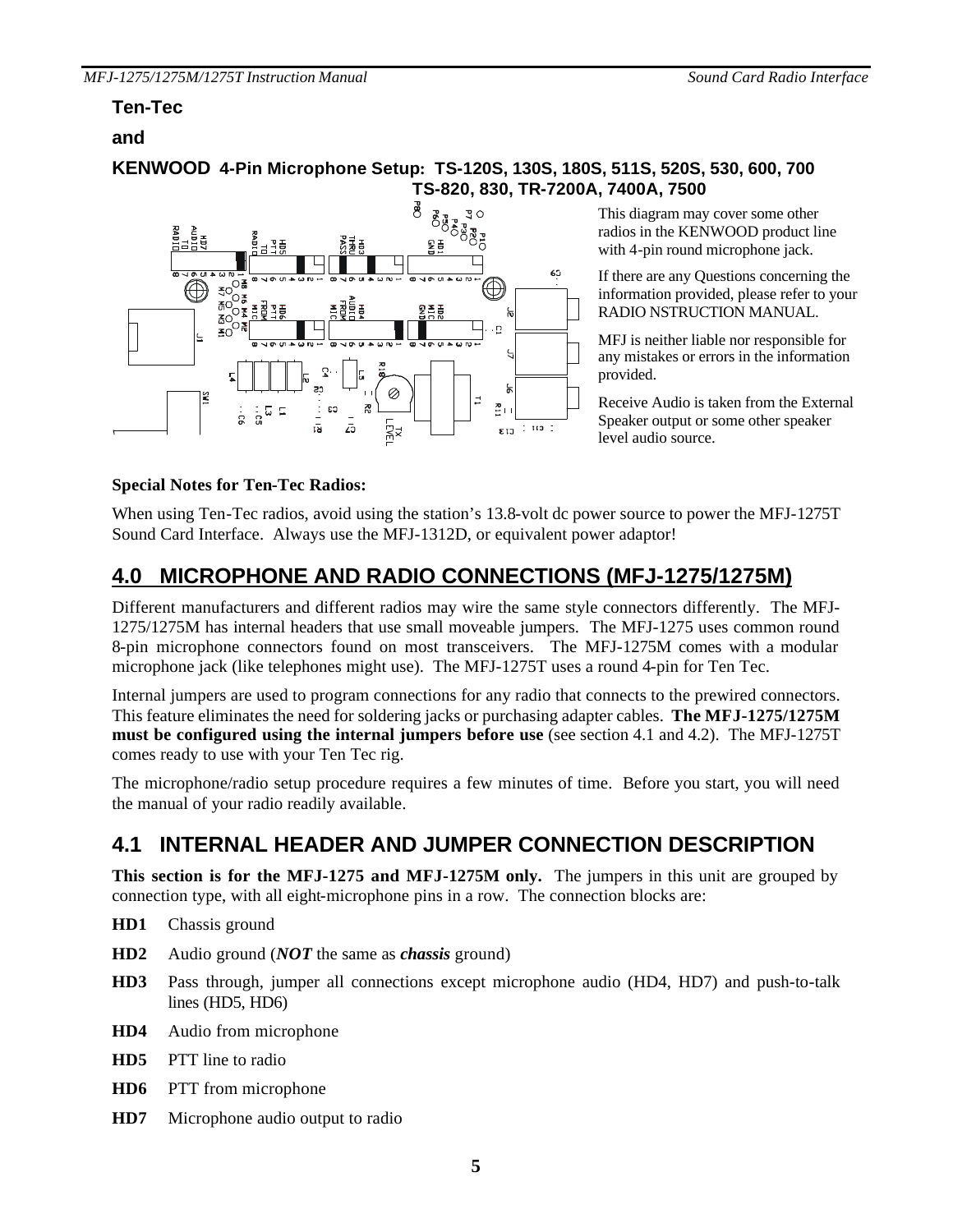**Ten-Tec**

**and**

**KENWOOD 4-Pin Microphone Setup: TS-120S, 130S, 180S, 511S, 520S, 530, 600, 700 TS-820, 830, TR-7200A, 7400A, 7500**

This diagram may cover some other radios in the KENWOOD product line with 4-pin round microphone jack.

If there are any Questions concerning the information provided, please refer to your RADIO NSTRUCTION MANUAL.

MFJ is neither liable nor responsible for any mistakes or errors in the information provided.

Receive Audio is taken from the External Speaker output or some other speaker level audio source.

**Special Notes for Ten-Tec Radios:**

When using Ten-Tec radios, avoid using the station's 13.8-volt dc power source to power the MFJ-1275T Sound Card Interface. Always use the MFJ-1312D, or equivalent power adaptor!

## 4.0 MICROPHONE AND RADIO CONNECTIONS (MFJ-1275/1275M)

Different manufacturers and different radios may wire the same style connectors differently. The MFJ-1275/1275M has internal headers that use small moveable jumpers. The MFJ-1275 uses common round 8-pin microphone connectors found on most transceivers. The MFJ-1275M comes with a modular microphone jack (like telephones might use). The MFJ-1275T uses a round 4-pin for Ten Tec.

Internal jumpers are used to program connections for any radio that connects to the prewired connectors. This feature eliminates the need for soldering jacks or purchasing adapter cables. **The MFJ-1275/1275M must be configured using the internal jumpers before use** (see section 4.1 and 4.2). The MFJ-1275T comes ready to use with your Ten Tec rig.

The microphone/radio setup procedure requires a few minutes of time. Before you start, you will need the manual of your radio readily available.

## 4.1 INTERNAL HEADER AND JUMPER CONNECTION DESCRIPTION

**This section is for the MFJ-1275 and MFJ-1275M only.** The jumpers in this unit are grouped by connection type, with all eight-microphone pins in a row. The connection blocks are:

**HD1** Chassis ground

**HD2** Audio ground (***NOT*** the same as ***chassis*** ground)

**HD3** Pass through, jumper all connections except microphone audio (HD4, HD7) and push-to-talk lines (HD5, HD6)

**HD4** Audio from microphone

**HD5** PTT line to radio

**HD6** PTT from microphone

**HD7** Microphone audio output to radio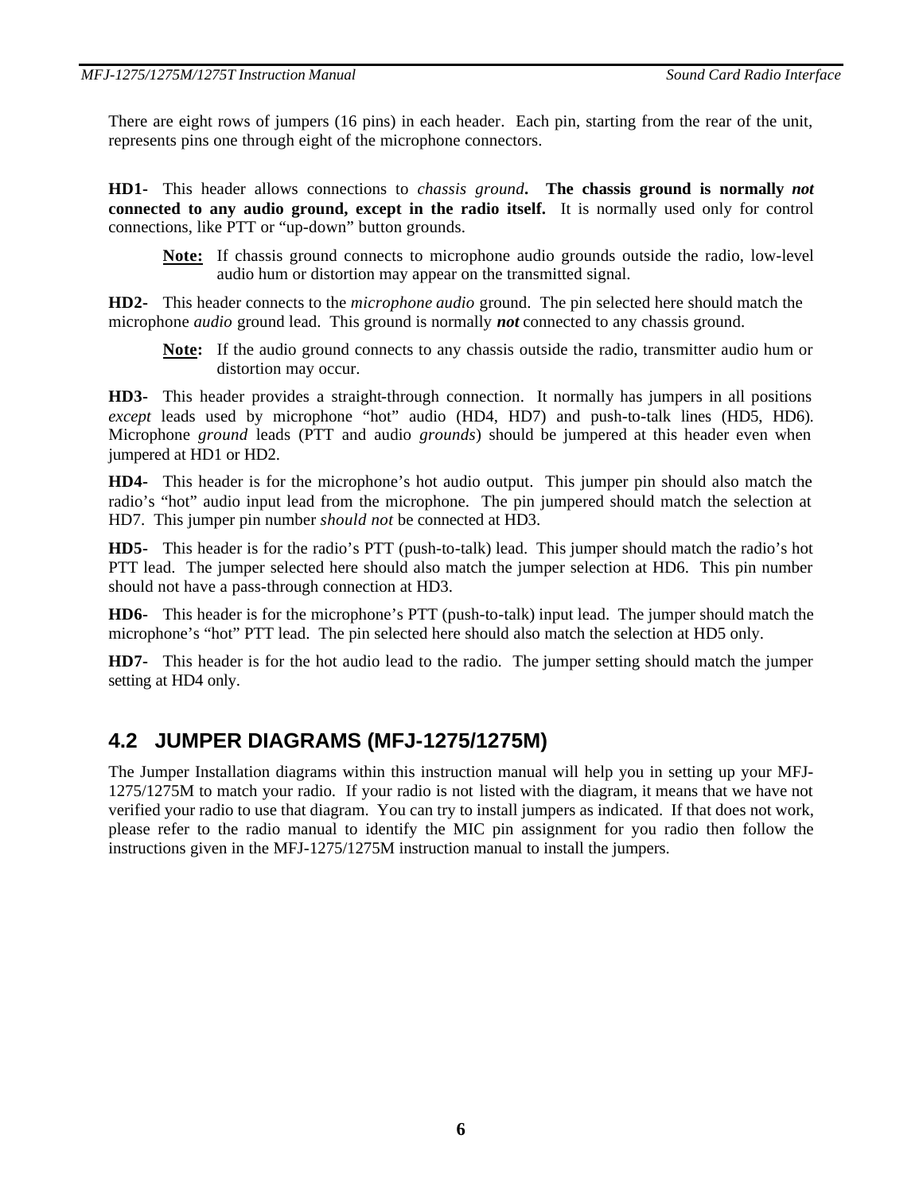There are eight rows of jumpers (16 pins) in each header. Each pin, starting from the rear of the unit, represents pins one through eight of the microphone connectors.

**HD1-** This header allows connections to *chassis ground*. **The chassis ground is normally *not* connected to any audio ground, except in the radio itself.** It is normally used only for control connections, like PTT or "up-down" button grounds.

> **Note:** If chassis ground connects to microphone audio grounds outside the radio, low-level audio hum or distortion may appear on the transmitted signal.

**HD2-** This header connects to the *microphone audio* ground. The pin selected here should match the microphone *audio* ground lead. This ground is normally ***not*** connected to any chassis ground.

> **Note:** If the audio ground connects to any chassis outside the radio, transmitter audio hum or distortion may occur.

**HD3-** This header provides a straight-through connection. It normally has jumpers in all positions *except* leads used by microphone "hot" audio (HD4, HD7) and push-to-talk lines (HD5, HD6). Microphone *ground* leads (PTT and audio *grounds*) should be jumpered at this header even when jumpered at HD1 or HD2.

**HD4-** This header is for the microphone's hot audio output. This jumper pin should also match the radio's "hot" audio input lead from the microphone. The pin jumpered should match the selection at HD7. This jumper pin number *should not* be connected at HD3.

**HD5-** This header is for the radio's PTT (push-to-talk) lead. This jumper should match the radio's hot PTT lead. The jumper selected here should also match the jumper selection at HD6. This pin number should not have a pass-through connection at HD3.

**HD6-** This header is for the microphone's PTT (push-to-talk) input lead. The jumper should match the microphone's "hot" PTT lead. The pin selected here should also match the selection at HD5 only.

**HD7-** This header is for the hot audio lead to the radio. The jumper setting should match the jumper setting at HD4 only.

## 4.2 JUMPER DIAGRAMS (MFJ-1275/1275M)

The Jumper Installation diagrams within this instruction manual will help you in setting up your MFJ-1275/1275M to match your radio. If your radio is not listed with the diagram, it means that we have not verified your radio to use that diagram. You can try to install jumpers as indicated. If that does not work, please refer to the radio manual to identify the MIC pin assignment for you radio then follow the instructions given in the MFJ-1275/1275M instruction manual to install the jumpers.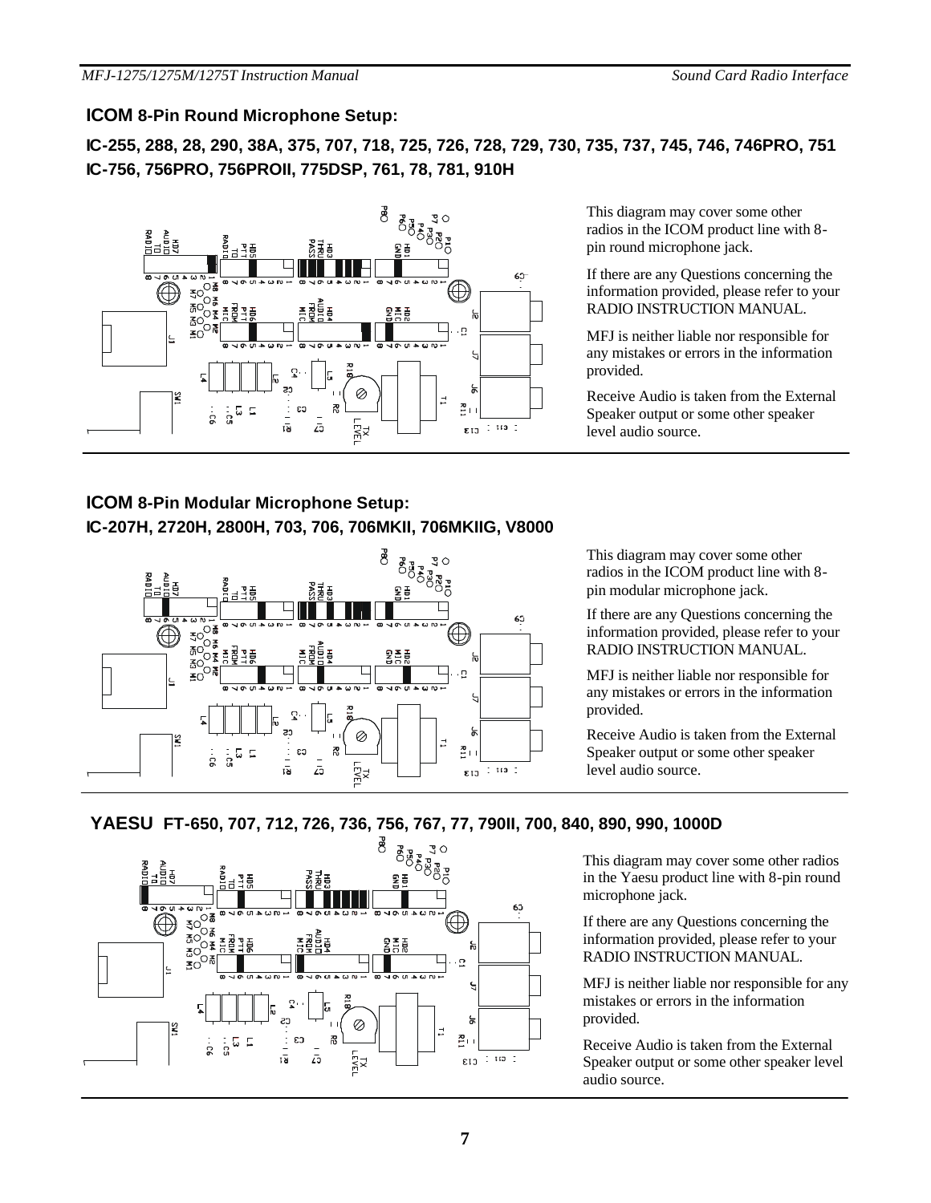## ICOM 8-Pin Round Microphone Setup:

**IC-255, 288, 28, 290, 38A, 375, 707, 718, 725, 726, 728, 729, 730, 735, 737, 745, 746, 746PRO, 751 IC-756, 756PRO, 756PROII, 775DSP, 761, 78, 781, 910H**

This diagram may cover some other radios in the ICOM product line with 8-pin round microphone jack.

If there are any Questions concerning the information provided, please refer to your RADIO INSTRUCTION MANUAL.

MFJ is neither liable nor responsible for any mistakes or errors in the information provided.

Receive Audio is taken from the External Speaker output or some other speaker level audio source.

## ICOM 8-Pin Modular Microphone Setup:

**IC-207H, 2720H, 2800H, 703, 706, 706MKII, 706MKIIG, V8000**

This diagram may cover some other radios in the ICOM product line with 8-pin modular microphone jack.

If there are any Questions concerning the information provided, please refer to your RADIO INSTRUCTION MANUAL.

MFJ is neither liable nor responsible for any mistakes or errors in the information provided.

Receive Audio is taken from the External Speaker output or some other speaker level audio source.

## YAESU FT-650, 707, 712, 726, 736, 756, 767, 77, 790II, 700, 840, 890, 990, 1000D

This diagram may cover some other radios in the Yaesu product line with 8-pin round microphone jack.

If there are any Questions concerning the information provided, please refer to your RADIO INSTRUCTION MANUAL.

MFJ is neither liable nor responsible for any mistakes or errors in the information provided.

Receive Audio is taken from the External Speaker output or some other speaker level audio source.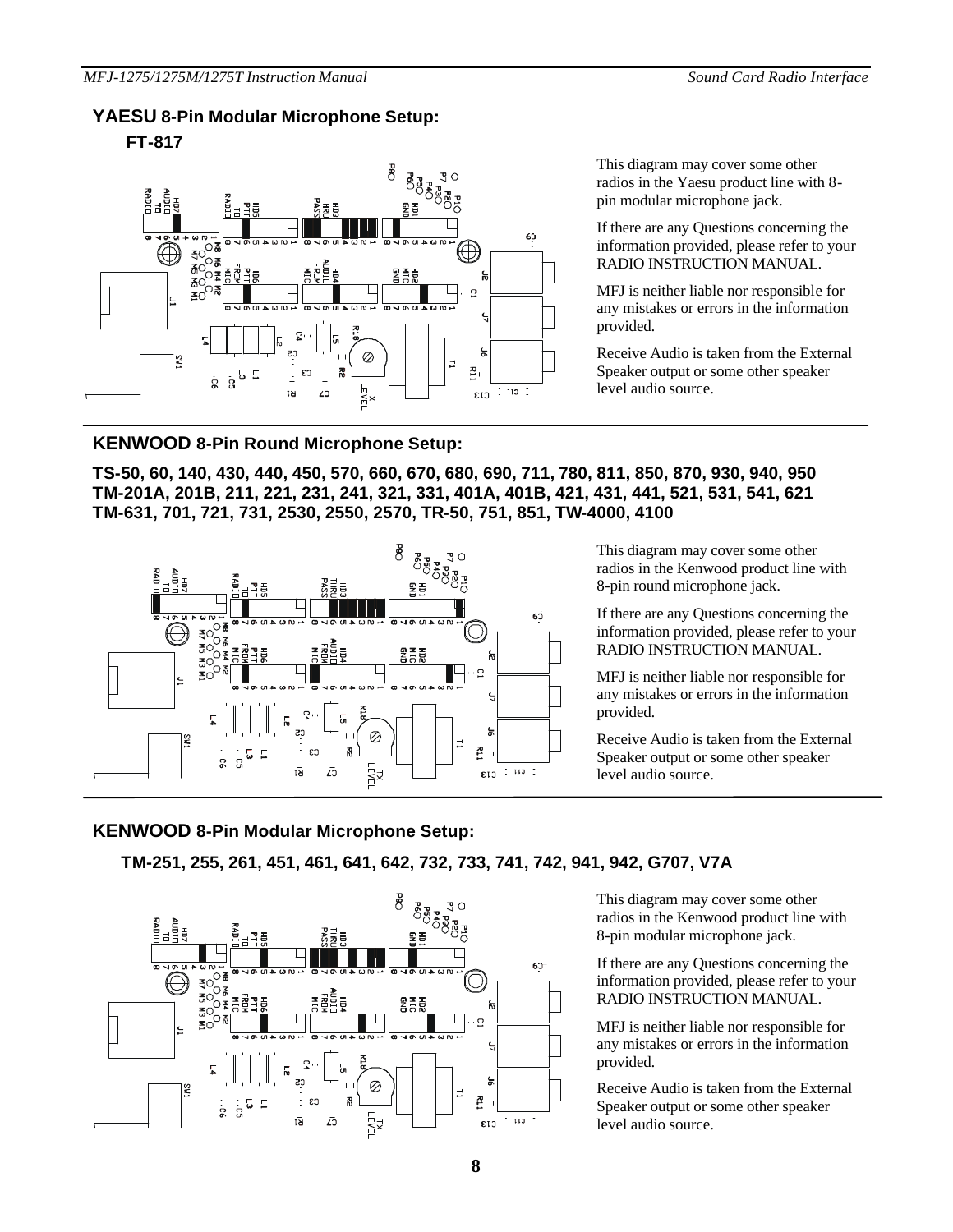## YAESU 8-Pin Modular Microphone Setup:

### FT-817

This diagram may cover some other radios in the Yaesu product line with 8-pin modular microphone jack.

If there are any Questions concerning the information provided, please refer to your RADIO INSTRUCTION MANUAL.

MFJ is neither liable nor responsible for any mistakes or errors in the information provided.

Receive Audio is taken from the External Speaker output or some other speaker level audio source.

## KENWOOD 8-Pin Round Microphone Setup:

**TS-50, 60, 140, 430, 440, 450, 570, 660, 670, 680, 690, 711, 780, 811, 850, 870, 930, 940, 950**
**TM-201A, 201B, 211, 221, 231, 241, 321, 331, 401A, 401B, 421, 431, 441, 521, 531, 541, 621**
**TM-631, 701, 721, 731, 2530, 2550, 2570, TR-50, 751, 851, TW-4000, 4100**

This diagram may cover some other radios in the Kenwood product line with 8-pin round microphone jack.

If there are any Questions concerning the information provided, please refer to your RADIO INSTRUCTION MANUAL.

MFJ is neither liable nor responsible for any mistakes or errors in the information provided.

Receive Audio is taken from the External Speaker output or some other speaker level audio source.

## KENWOOD 8-Pin Modular Microphone Setup:

### TM-251, 255, 261, 451, 461, 641, 642, 732, 733, 741, 742, 941, 942, G707, V7A

This diagram may cover some other radios in the Kenwood product line with 8-pin modular microphone jack.

If there are any Questions concerning the information provided, please refer to your RADIO INSTRUCTION MANUAL.

MFJ is neither liable nor responsible for any mistakes or errors in the information provided.

Receive Audio is taken from the External Speaker output or some other speaker level audio source.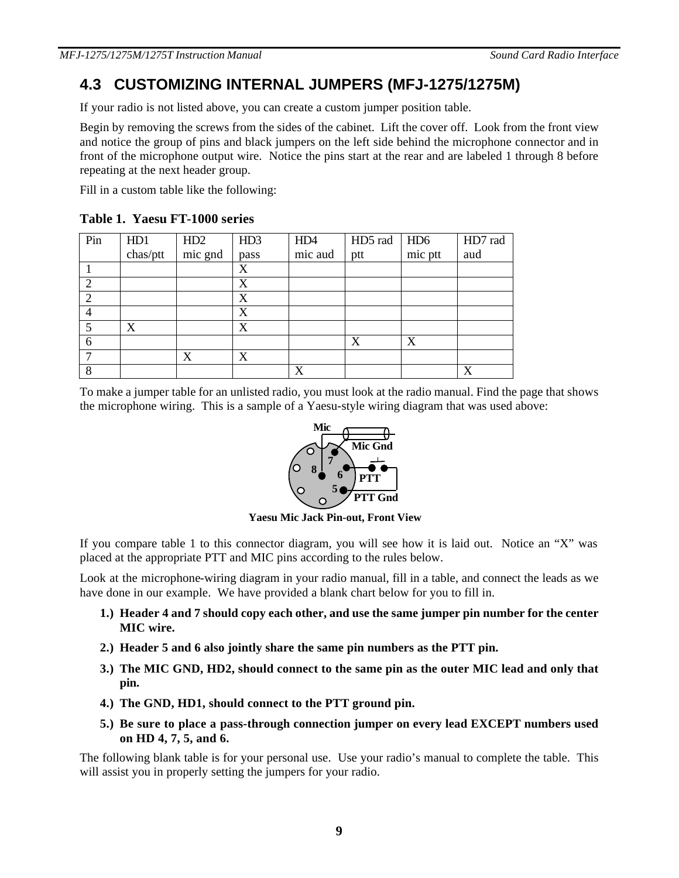## 4.3 CUSTOMIZING INTERNAL JUMPERS (MFJ-1275/1275M)

If your radio is not listed above, you can create a custom jumper position table.

Begin by removing the screws from the sides of the cabinet. Lift the cover off. Look from the front view and notice the group of pins and black jumpers on the left side behind the microphone connector and in front of the microphone output wire. Notice the pins start at the rear and are labeled 1 through 8 before repeating at the next header group.

Fill in a custom table like the following:

**Table 1. Yaesu FT-1000 series**

| Pin | HD1 chas/ptt | HD2 mic gnd | HD3 pass | HD4 mic aud | HD5 rad ptt | HD6 mic ptt | HD7 rad aud |
|---|---|---|---|---|---|---|---|
| 1 | | | X | | | | |
| 2 | | | X | | | | |
| 2 | | | X | | | | |
| 4 | | | X | | | | |
| 5 | X | | X | | | | |
| 6 | | | | | X | X | |
| 7 | | X | X | | | | |
| 8 | | | | X | | | X |

To make a jumper table for an unlisted radio, you must look at the radio manual. Find the page that shows the microphone wiring. This is a sample of a Yaesu-style wiring diagram that was used above:

**Yaesu Mic Jack Pin-out, Front View**

If you compare table 1 to this connector diagram, you will see how it is laid out. Notice an "X" was placed at the appropriate PTT and MIC pins according to the rules below.

Look at the microphone-wiring diagram in your radio manual, fill in a table, and connect the leads as we have done in our example. We have provided a blank chart below for you to fill in.

1.) **Header 4 and 7 should copy each other, and use the same jumper pin number for the center MIC wire.**

2.) **Header 5 and 6 also jointly share the same pin numbers as the PTT pin.**

3.) **The MIC GND, HD2, should connect to the same pin as the outer MIC lead and only that pin.**

4.) **The GND, HD1, should connect to the PTT ground pin.**

5.) **Be sure to place a pass-through connection jumper on every lead EXCEPT numbers used on HD 4, 7, 5, and 6.**

The following blank table is for your personal use. Use your radio's manual to complete the table. This will assist you in properly setting the jumpers for your radio.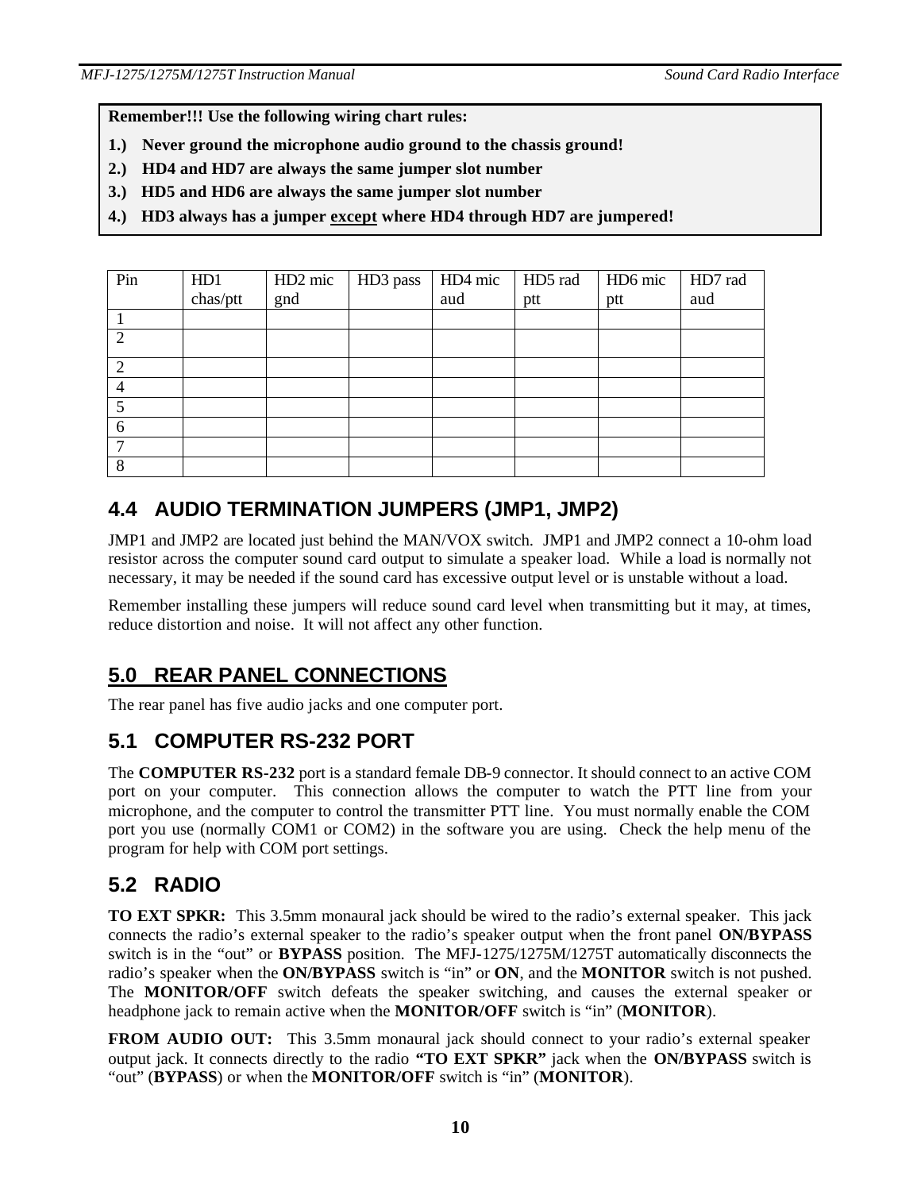**Remember!!! Use the following wiring chart rules:**

1.) **Never ground the microphone audio ground to the chassis ground!**
2.) **HD4 and HD7 are always the same jumper slot number**
3.) **HD5 and HD6 are always the same jumper slot number**
4.) **HD3 always has a jumper <u>except</u> where HD4 through HD7 are jumpered!**

| Pin | HD1 chas/ptt | HD2 mic gnd | HD3 pass | HD4 mic aud | HD5 rad ptt | HD6 mic ptt | HD7 rad aud |
|---|---|---|---|---|---|---|---|
| 1 | | | | | | | |
| 2 | | | | | | | |
| 2 | | | | | | | |
| 4 | | | | | | | |
| 5 | | | | | | | |
| 6 | | | | | | | |
| 7 | | | | | | | |
| 8 | | | | | | | |

## 4.4 AUDIO TERMINATION JUMPERS (JMP1, JMP2)

JMP1 and JMP2 are located just behind the MAN/VOX switch. JMP1 and JMP2 connect a 10-ohm load resistor across the computer sound card output to simulate a speaker load. While a load is normally not necessary, it may be needed if the sound card has excessive output level or is unstable without a load.

Remember installing these jumpers will reduce sound card level when transmitting but it may, at times, reduce distortion and noise. It will not affect any other function.

# 5.0 REAR PANEL CONNECTIONS

The rear panel has five audio jacks and one computer port.

## 5.1 COMPUTER RS-232 PORT

The **COMPUTER RS-232** port is a standard female DB-9 connector. It should connect to an active COM port on your computer. This connection allows the computer to watch the PTT line from your microphone, and the computer to control the transmitter PTT line. You must normally enable the COM port you use (normally COM1 or COM2) in the software you are using. Check the help menu of the program for help with COM port settings.

## 5.2 RADIO

**TO EXT SPKR:** This 3.5mm monaural jack should be wired to the radio's external speaker. This jack connects the radio's external speaker to the radio's speaker output when the front panel **ON/BYPASS** switch is in the "out" or **BYPASS** position. The MFJ-1275/1275M/1275T automatically disconnects the radio's speaker when the **ON/BYPASS** switch is "in" or **ON**, and the **MONITOR** switch is not pushed. The **MONITOR/OFF** switch defeats the speaker switching, and causes the external speaker or headphone jack to remain active when the **MONITOR/OFF** switch is "in" (**MONITOR**).

**FROM AUDIO OUT:** This 3.5mm monaural jack should connect to your radio's external speaker output jack. It connects directly to the radio **"TO EXT SPKR"** jack when the **ON/BYPASS** switch is "out" (**BYPASS**) or when the **MONITOR/OFF** switch is "in" (**MONITOR**).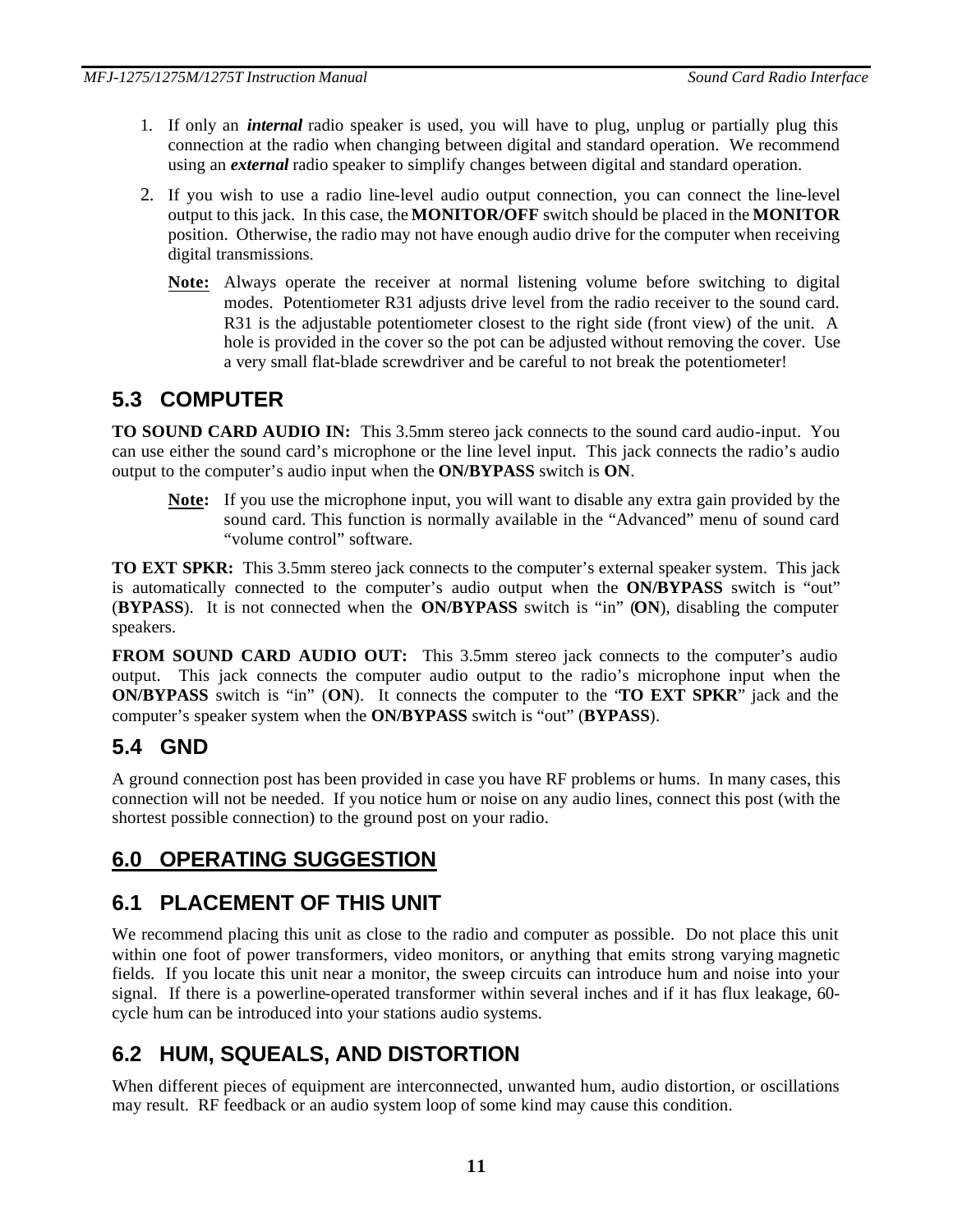1. If only an ***internal*** radio speaker is used, you will have to plug, unplug or partially plug this connection at the radio when changing between digital and standard operation. We recommend using an ***external*** radio speaker to simplify changes between digital and standard operation.

2. If you wish to use a radio line-level audio output connection, you can connect the line-level output to this jack. In this case, the **MONITOR/OFF** switch should be placed in the **MONITOR** position. Otherwise, the radio may not have enough audio drive for the computer when receiving digital transmissions.

   **Note:** Always operate the receiver at normal listening volume before switching to digital modes. Potentiometer R31 adjusts drive level from the radio receiver to the sound card. R31 is the adjustable potentiometer closest to the right side (front view) of the unit. A hole is provided in the cover so the pot can be adjusted without removing the cover. Use a very small flat-blade screwdriver and be careful to not break the potentiometer!

## 5.3 COMPUTER

**TO SOUND CARD AUDIO IN:** This 3.5mm stereo jack connects to the sound card audio-input. You can use either the sound card's microphone or the line level input. This jack connects the radio's audio output to the computer's audio input when the **ON/BYPASS** switch is **ON**.

> **Note:** If you use the microphone input, you will want to disable any extra gain provided by the sound card. This function is normally available in the "Advanced" menu of sound card "volume control" software.

**TO EXT SPKR:** This 3.5mm stereo jack connects to the computer's external speaker system. This jack is automatically connected to the computer's audio output when the **ON/BYPASS** switch is "out" (**BYPASS**). It is not connected when the **ON/BYPASS** switch is "in" (**ON**), disabling the computer speakers.

**FROM SOUND CARD AUDIO OUT:** This 3.5mm stereo jack connects to the computer's audio output. This jack connects the computer audio output to the radio's microphone input when the **ON/BYPASS** switch is "in" (**ON**). It connects the computer to the "**TO EXT SPKR**" jack and the computer's speaker system when the **ON/BYPASS** switch is "out" (**BYPASS**).

## 5.4 GND

A ground connection post has been provided in case you have RF problems or hums. In many cases, this connection will not be needed. If you notice hum or noise on any audio lines, connect this post (with the shortest possible connection) to the ground post on your radio.

# 6.0 OPERATING SUGGESTION

## 6.1 PLACEMENT OF THIS UNIT

We recommend placing this unit as close to the radio and computer as possible. Do not place this unit within one foot of power transformers, video monitors, or anything that emits strong varying magnetic fields. If you locate this unit near a monitor, the sweep circuits can introduce hum and noise into your signal. If there is a powerline-operated transformer within several inches and if it has flux leakage, 60-cycle hum can be introduced into your stations audio systems.

## 6.2 HUM, SQUEALS, AND DISTORTION

When different pieces of equipment are interconnected, unwanted hum, audio distortion, or oscillations may result. RF feedback or an audio system loop of some kind may cause this condition.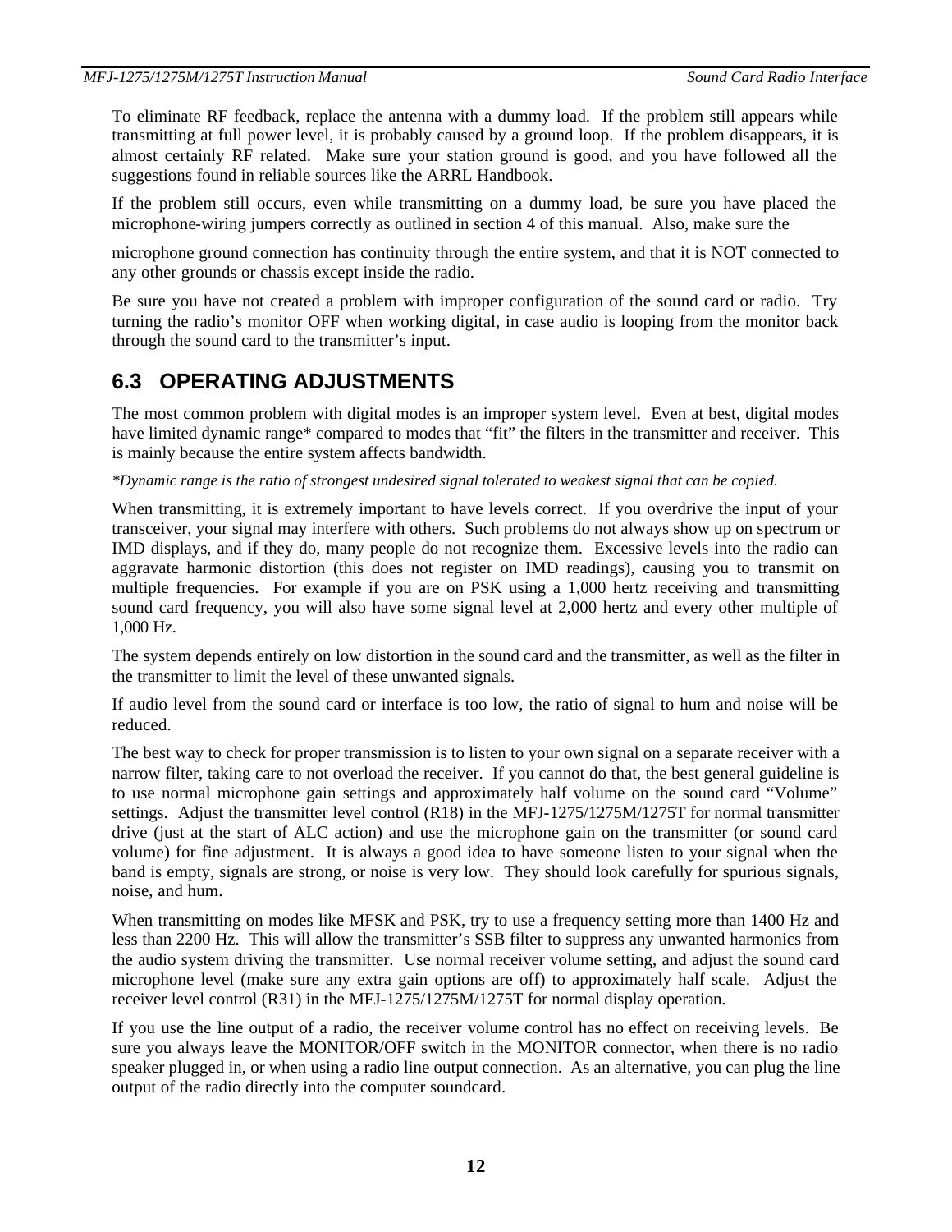To eliminate RF feedback, replace the antenna with a dummy load. If the problem still appears while transmitting at full power level, it is probably caused by a ground loop. If the problem disappears, it is almost certainly RF related. Make sure your station ground is good, and you have followed all the suggestions found in reliable sources like the ARRL Handbook.

If the problem still occurs, even while transmitting on a dummy load, be sure you have placed the microphone-wiring jumpers correctly as outlined in section 4 of this manual. Also, make sure the

microphone ground connection has continuity through the entire system, and that it is NOT connected to any other grounds or chassis except inside the radio.

Be sure you have not created a problem with improper configuration of the sound card or radio. Try turning the radio's monitor OFF when working digital, in case audio is looping from the monitor back through the sound card to the transmitter's input.

## 6.3 OPERATING ADJUSTMENTS

The most common problem with digital modes is an improper system level. Even at best, digital modes have limited dynamic range* compared to modes that "fit" the filters in the transmitter and receiver. This is mainly because the entire system affects bandwidth.

*\*Dynamic range is the ratio of strongest undesired signal tolerated to weakest signal that can be copied.*

When transmitting, it is extremely important to have levels correct. If you overdrive the input of your transceiver, your signal may interfere with others. Such problems do not always show up on spectrum or IMD displays, and if they do, many people do not recognize them. Excessive levels into the radio can aggravate harmonic distortion (this does not register on IMD readings), causing you to transmit on multiple frequencies. For example if you are on PSK using a 1,000 hertz receiving and transmitting sound card frequency, you will also have some signal level at 2,000 hertz and every other multiple of 1,000 Hz.

The system depends entirely on low distortion in the sound card and the transmitter, as well as the filter in the transmitter to limit the level of these unwanted signals.

If audio level from the sound card or interface is too low, the ratio of signal to hum and noise will be reduced.

The best way to check for proper transmission is to listen to your own signal on a separate receiver with a narrow filter, taking care to not overload the receiver. If you cannot do that, the best general guideline is to use normal microphone gain settings and approximately half volume on the sound card "Volume" settings. Adjust the transmitter level control (R18) in the MFJ-1275/1275M/1275T for normal transmitter drive (just at the start of ALC action) and use the microphone gain on the transmitter (or sound card volume) for fine adjustment. It is always a good idea to have someone listen to your signal when the band is empty, signals are strong, or noise is very low. They should look carefully for spurious signals, noise, and hum.

When transmitting on modes like MFSK and PSK, try to use a frequency setting more than 1400 Hz and less than 2200 Hz. This will allow the transmitter's SSB filter to suppress any unwanted harmonics from the audio system driving the transmitter. Use normal receiver volume setting, and adjust the sound card microphone level (make sure any extra gain options are off) to approximately half scale. Adjust the receiver level control (R31) in the MFJ-1275/1275M/1275T for normal display operation.

If you use the line output of a radio, the receiver volume control has no effect on receiving levels. Be sure you always leave the MONITOR/OFF switch in the MONITOR connector, when there is no radio speaker plugged in, or when using a radio line output connection. As an alternative, you can plug the line output of the radio directly into the computer soundcard.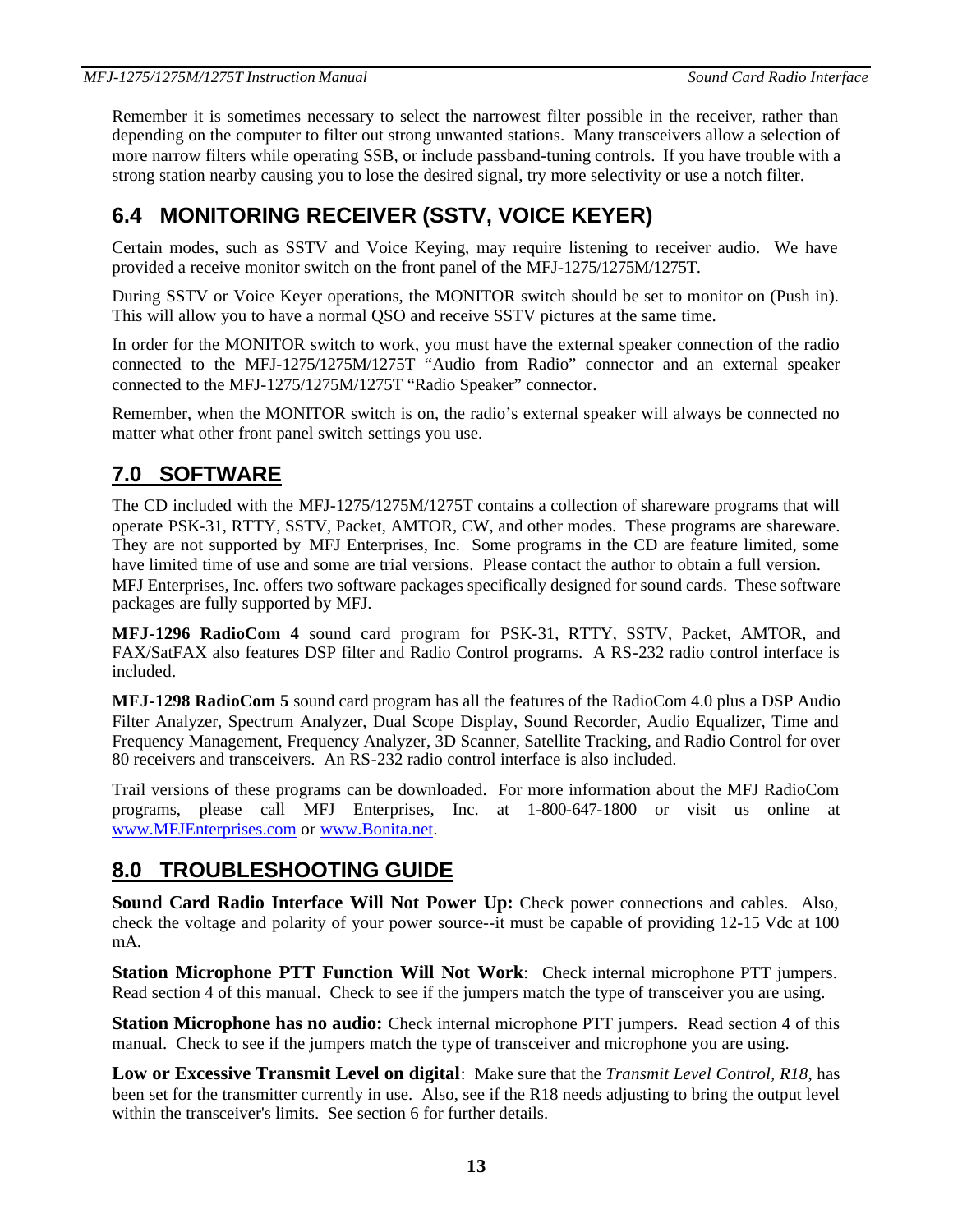Remember it is sometimes necessary to select the narrowest filter possible in the receiver, rather than depending on the computer to filter out strong unwanted stations. Many transceivers allow a selection of more narrow filters while operating SSB, or include passband-tuning controls. If you have trouble with a strong station nearby causing you to lose the desired signal, try more selectivity or use a notch filter.

## 6.4 MONITORING RECEIVER (SSTV, VOICE KEYER)

Certain modes, such as SSTV and Voice Keying, may require listening to receiver audio. We have provided a receive monitor switch on the front panel of the MFJ-1275/1275M/1275T.

During SSTV or Voice Keyer operations, the MONITOR switch should be set to monitor on (Push in). This will allow you to have a normal QSO and receive SSTV pictures at the same time.

In order for the MONITOR switch to work, you must have the external speaker connection of the radio connected to the MFJ-1275/1275M/1275T "Audio from Radio" connector and an external speaker connected to the MFJ-1275/1275M/1275T "Radio Speaker" connector.

Remember, when the MONITOR switch is on, the radio's external speaker will always be connected no matter what other front panel switch settings you use.

# 7.0 SOFTWARE

The CD included with the MFJ-1275/1275M/1275T contains a collection of shareware programs that will operate PSK-31, RTTY, SSTV, Packet, AMTOR, CW, and other modes. These programs are shareware. They are not supported by MFJ Enterprises, Inc. Some programs in the CD are feature limited, some have limited time of use and some are trial versions. Please contact the author to obtain a full version.
MFJ Enterprises, Inc. offers two software packages specifically designed for sound cards. These software packages are fully supported by MFJ.

**MFJ-1296 RadioCom 4** sound card program for PSK-31, RTTY, SSTV, Packet, AMTOR, and FAX/SatFAX also features DSP filter and Radio Control programs. A RS-232 radio control interface is included.

**MFJ-1298 RadioCom 5** sound card program has all the features of the RadioCom 4.0 plus a DSP Audio Filter Analyzer, Spectrum Analyzer, Dual Scope Display, Sound Recorder, Audio Equalizer, Time and Frequency Management, Frequency Analyzer, 3D Scanner, Satellite Tracking, and Radio Control for over 80 receivers and transceivers. An RS-232 radio control interface is also included.

Trail versions of these programs can be downloaded. For more information about the MFJ RadioCom programs, please call MFJ Enterprises, Inc. at 1-800-647-1800 or visit us online at www.MFJEnterprises.com or www.Bonita.net.

# 8.0 TROUBLESHOOTING GUIDE

**Sound Card Radio Interface Will Not Power Up:** Check power connections and cables. Also, check the voltage and polarity of your power source--it must be capable of providing 12-15 Vdc at 100 mA.

**Station Microphone PTT Function Will Not Work**: Check internal microphone PTT jumpers. Read section 4 of this manual. Check to see if the jumpers match the type of transceiver you are using.

**Station Microphone has no audio:** Check internal microphone PTT jumpers. Read section 4 of this manual. Check to see if the jumpers match the type of transceiver and microphone you are using.

**Low or Excessive Transmit Level on digital**: Make sure that the *Transmit Level Control, R18*, has been set for the transmitter currently in use. Also, see if the R18 needs adjusting to bring the output level within the transceiver's limits. See section 6 for further details.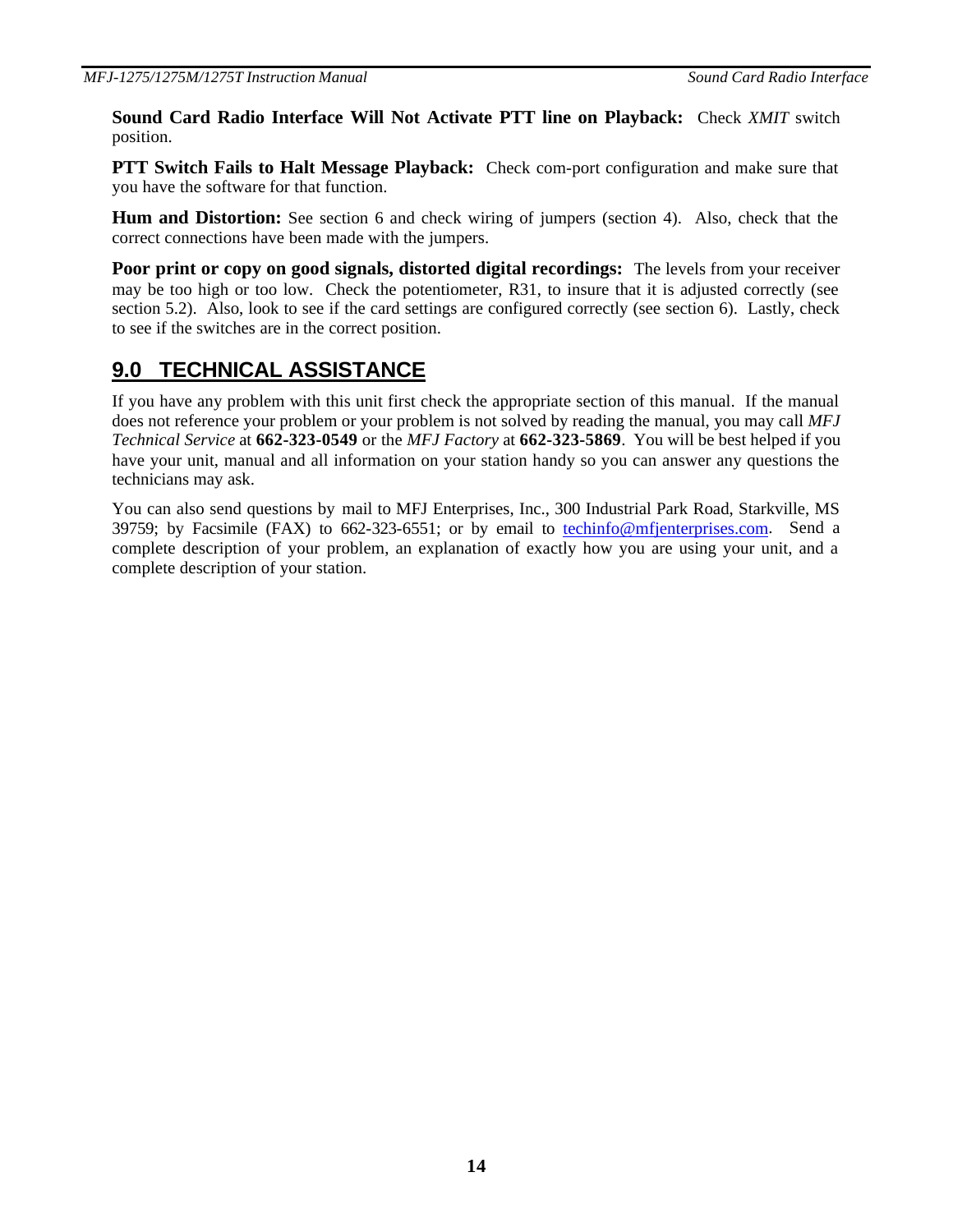**Sound Card Radio Interface Will Not Activate PTT line on Playback:** Check *XMIT* switch position.

**PTT Switch Fails to Halt Message Playback:** Check com-port configuration and make sure that you have the software for that function.

**Hum and Distortion:** See section 6 and check wiring of jumpers (section 4). Also, check that the correct connections have been made with the jumpers.

**Poor print or copy on good signals, distorted digital recordings:** The levels from your receiver may be too high or too low. Check the potentiometer, R31, to insure that it is adjusted correctly (see section 5.2). Also, look to see if the card settings are configured correctly (see section 6). Lastly, check to see if the switches are in the correct position.

## 9.0 TECHNICAL ASSISTANCE

If you have any problem with this unit first check the appropriate section of this manual. If the manual does not reference your problem or your problem is not solved by reading the manual, you may call *MFJ Technical Service* at **662-323-0549** or the *MFJ Factory* at **662-323-5869**. You will be best helped if you have your unit, manual and all information on your station handy so you can answer any questions the technicians may ask.

You can also send questions by mail to MFJ Enterprises, Inc., 300 Industrial Park Road, Starkville, MS 39759; by Facsimile (FAX) to 662-323-6551; or by email to techinfo@mfjenterprises.com. Send a complete description of your problem, an explanation of exactly how you are using your unit, and a complete description of your station.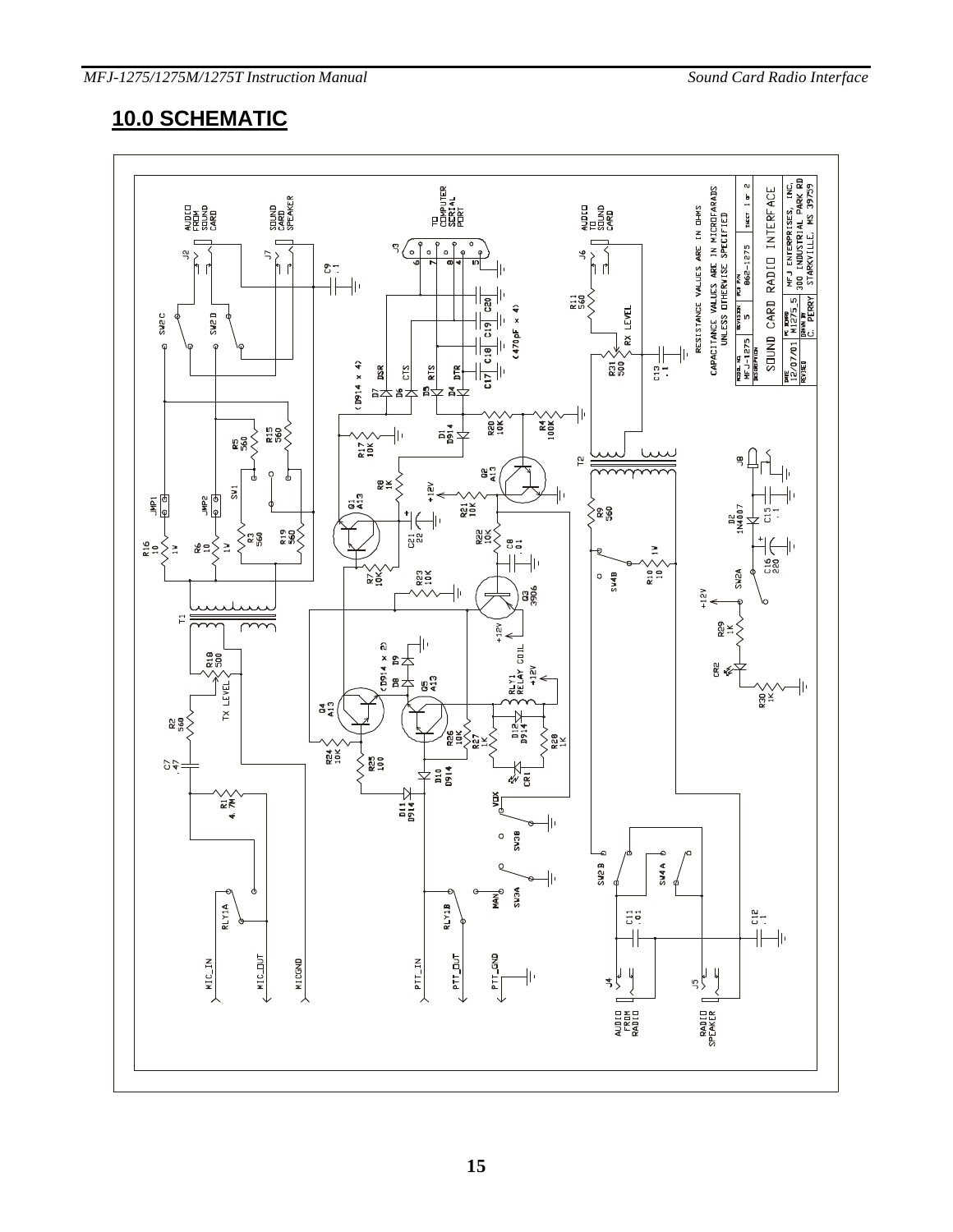## 10.0 SCHEMATIC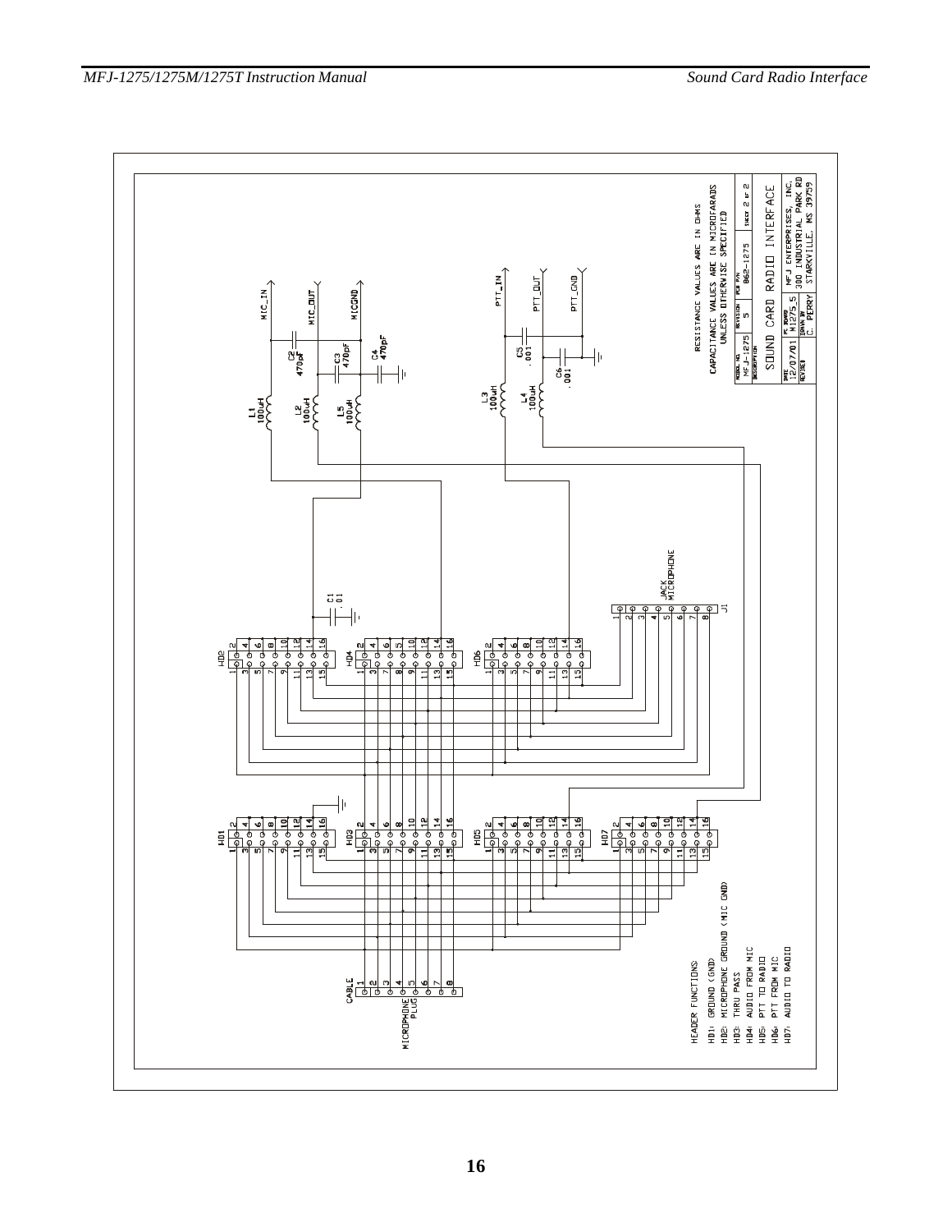RESISTANCE VALUES ARE IN OHMS
CAPACITANCE VALUES ARE IN MICROFARADS
UNLESS OTHERWISE SPECIFIED

MIC_IN
MIC_OUT
MICGND
PTT_IN
PTT_OUT
PTT_GND

L1 100uH
L2 100uH
L5 100uH
L3 100uH
L4 100uH
C2 470pF
C3 470pF
C4 470pF
C5 .001
C6 .001
C1 .01

HD1
HD2
HD3
HD4
HD5
HD6
HD7

CABLE
MICROPHONE PLUG
JACK MICROPHONE
J1

HEADER FUNCTIONS:
HD1: GROUND (GND)
HD2: MICROPHONE GROUND (MIC GND)
HD3: THRU PASS
HD4: AUDIO FROM MIC
HD5: PTT TO RADIO
HD6: PTT FROM MIC
HD7: AUDIO TO RADIO

MODEL NO. MFJ-1275
REVISION 5
PCB P/N 862-1275
SHEET 2 OF 2
DESCRIPTION: SOUND CARD RADIO INTERFACE
DATE 12/07/01
PC BOARD M1275_5
MFJ ENTERPRISES, INC.
300 INDUSTRIAL PARK RD
STARKVILLE, MS 39759
REVISED
DRAWN BY C. PERRY